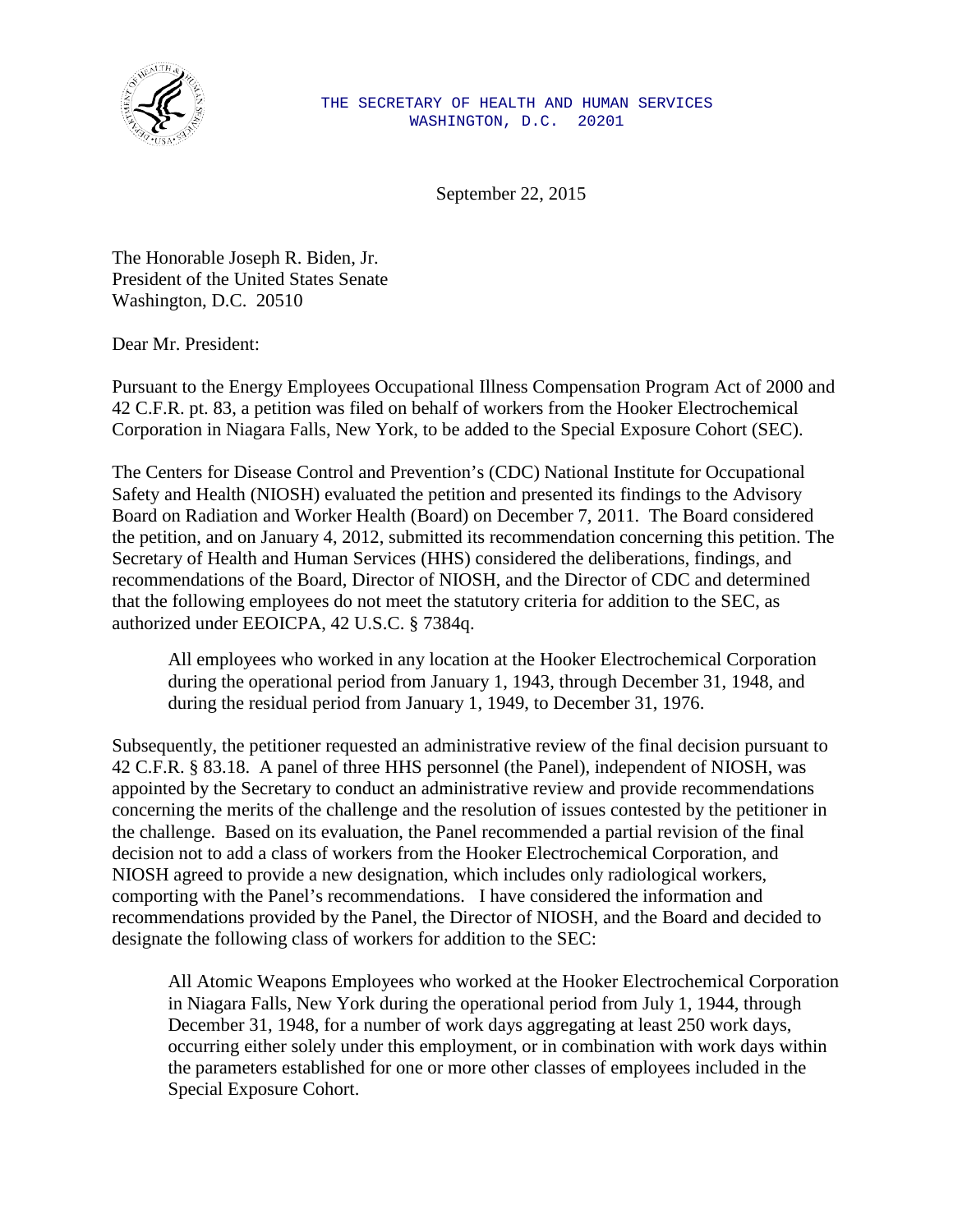THE SECRETARY OF HEALTH AND HUMAN SERVICES
WASHINGTON, D.C. 20201

September 22, 2015

The Honorable Joseph R. Biden, Jr.
President of the United States Senate
Washington, D.C. 20510

Dear Mr. President:

Pursuant to the Energy Employees Occupational Illness Compensation Program Act of 2000 and 42 C.F.R. pt. 83, a petition was filed on behalf of workers from the Hooker Electrochemical Corporation in Niagara Falls, New York, to be added to the Special Exposure Cohort (SEC).

The Centers for Disease Control and Prevention's (CDC) National Institute for Occupational Safety and Health (NIOSH) evaluated the petition and presented its findings to the Advisory Board on Radiation and Worker Health (Board) on December 7, 2011. The Board considered the petition, and on January 4, 2012, submitted its recommendation concerning this petition. The Secretary of Health and Human Services (HHS) considered the deliberations, findings, and recommendations of the Board, Director of NIOSH, and the Director of CDC and determined that the following employees do not meet the statutory criteria for addition to the SEC, as authorized under EEOICPA, 42 U.S.C. § 7384q.

> All employees who worked in any location at the Hooker Electrochemical Corporation during the operational period from January 1, 1943, through December 31, 1948, and during the residual period from January 1, 1949, to December 31, 1976.

Subsequently, the petitioner requested an administrative review of the final decision pursuant to 42 C.F.R. § 83.18. A panel of three HHS personnel (the Panel), independent of NIOSH, was appointed by the Secretary to conduct an administrative review and provide recommendations concerning the merits of the challenge and the resolution of issues contested by the petitioner in the challenge. Based on its evaluation, the Panel recommended a partial revision of the final decision not to add a class of workers from the Hooker Electrochemical Corporation, and NIOSH agreed to provide a new designation, which includes only radiological workers, comporting with the Panel's recommendations. I have considered the information and recommendations provided by the Panel, the Director of NIOSH, and the Board and decided to designate the following class of workers for addition to the SEC:

> All Atomic Weapons Employees who worked at the Hooker Electrochemical Corporation in Niagara Falls, New York during the operational period from July 1, 1944, through December 31, 1948, for a number of work days aggregating at least 250 work days, occurring either solely under this employment, or in combination with work days within the parameters established for one or more other classes of employees included in the Special Exposure Cohort.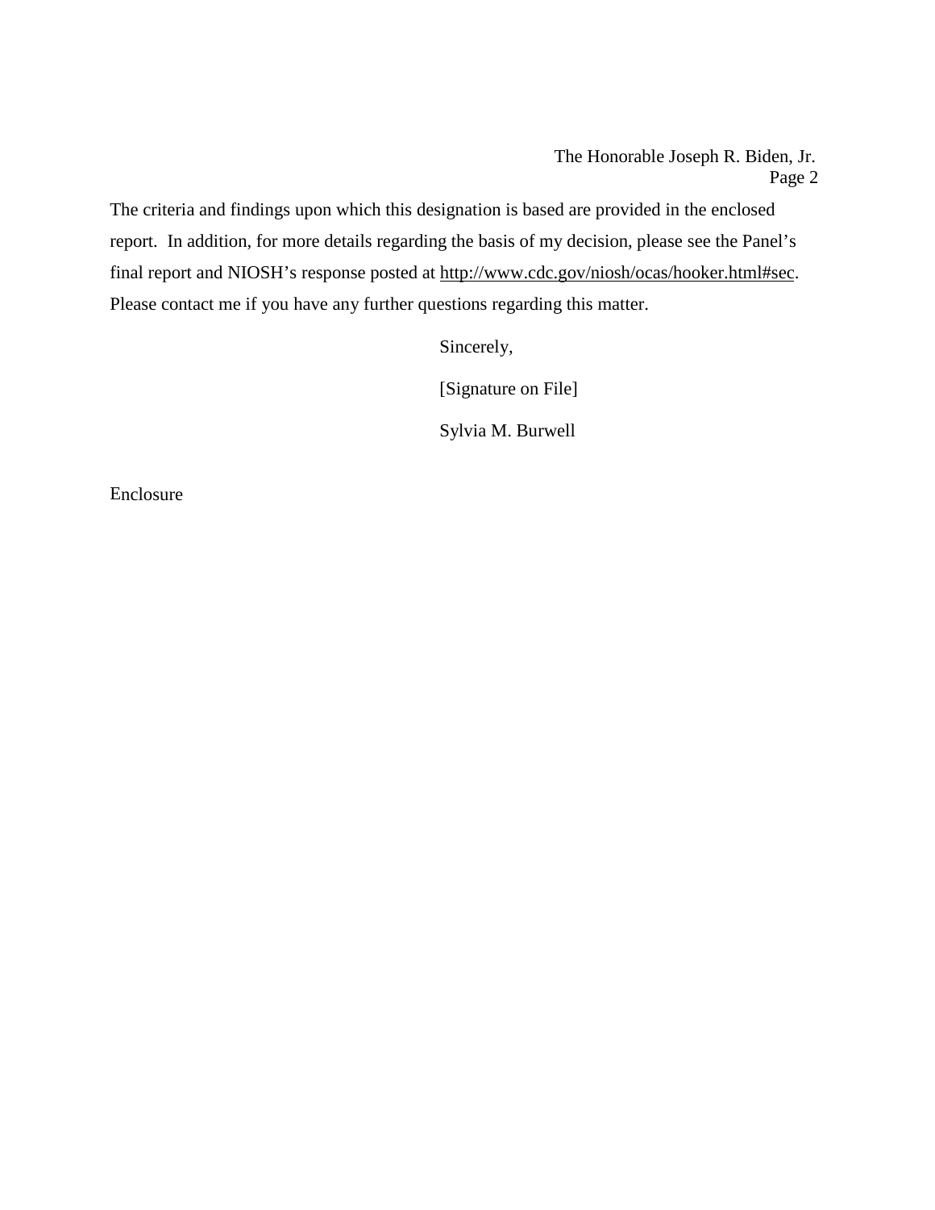The criteria and findings upon which this designation is based are provided in the enclosed report. In addition, for more details regarding the basis of my decision, please see the Panel's final report and NIOSH's response posted at http://www.cdc.gov/niosh/ocas/hooker.html#sec. Please contact me if you have any further questions regarding this matter.

Sincerely,

[Signature on File]

Sylvia M. Burwell

Enclosure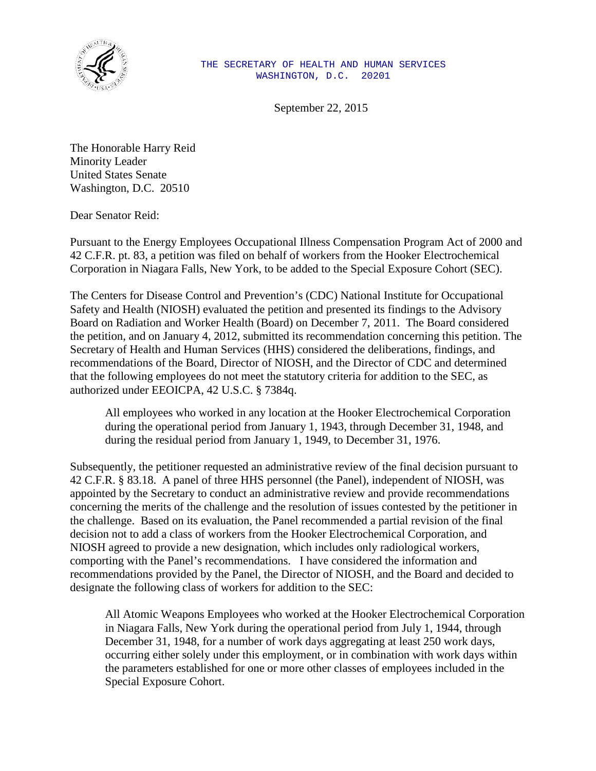THE SECRETARY OF HEALTH AND HUMAN SERVICES
WASHINGTON, D.C. 20201

September 22, 2015

The Honorable Harry Reid
Minority Leader
United States Senate
Washington, D.C. 20510

Dear Senator Reid:

Pursuant to the Energy Employees Occupational Illness Compensation Program Act of 2000 and 42 C.F.R. pt. 83, a petition was filed on behalf of workers from the Hooker Electrochemical Corporation in Niagara Falls, New York, to be added to the Special Exposure Cohort (SEC).

The Centers for Disease Control and Prevention's (CDC) National Institute for Occupational Safety and Health (NIOSH) evaluated the petition and presented its findings to the Advisory Board on Radiation and Worker Health (Board) on December 7, 2011. The Board considered the petition, and on January 4, 2012, submitted its recommendation concerning this petition. The Secretary of Health and Human Services (HHS) considered the deliberations, findings, and recommendations of the Board, Director of NIOSH, and the Director of CDC and determined that the following employees do not meet the statutory criteria for addition to the SEC, as authorized under EEOICPA, 42 U.S.C. § 7384q.

> All employees who worked in any location at the Hooker Electrochemical Corporation during the operational period from January 1, 1943, through December 31, 1948, and during the residual period from January 1, 1949, to December 31, 1976.

Subsequently, the petitioner requested an administrative review of the final decision pursuant to 42 C.F.R. § 83.18. A panel of three HHS personnel (the Panel), independent of NIOSH, was appointed by the Secretary to conduct an administrative review and provide recommendations concerning the merits of the challenge and the resolution of issues contested by the petitioner in the challenge. Based on its evaluation, the Panel recommended a partial revision of the final decision not to add a class of workers from the Hooker Electrochemical Corporation, and NIOSH agreed to provide a new designation, which includes only radiological workers, comporting with the Panel's recommendations. I have considered the information and recommendations provided by the Panel, the Director of NIOSH, and the Board and decided to designate the following class of workers for addition to the SEC:

> All Atomic Weapons Employees who worked at the Hooker Electrochemical Corporation in Niagara Falls, New York during the operational period from July 1, 1944, through December 31, 1948, for a number of work days aggregating at least 250 work days, occurring either solely under this employment, or in combination with work days within the parameters established for one or more other classes of employees included in the Special Exposure Cohort.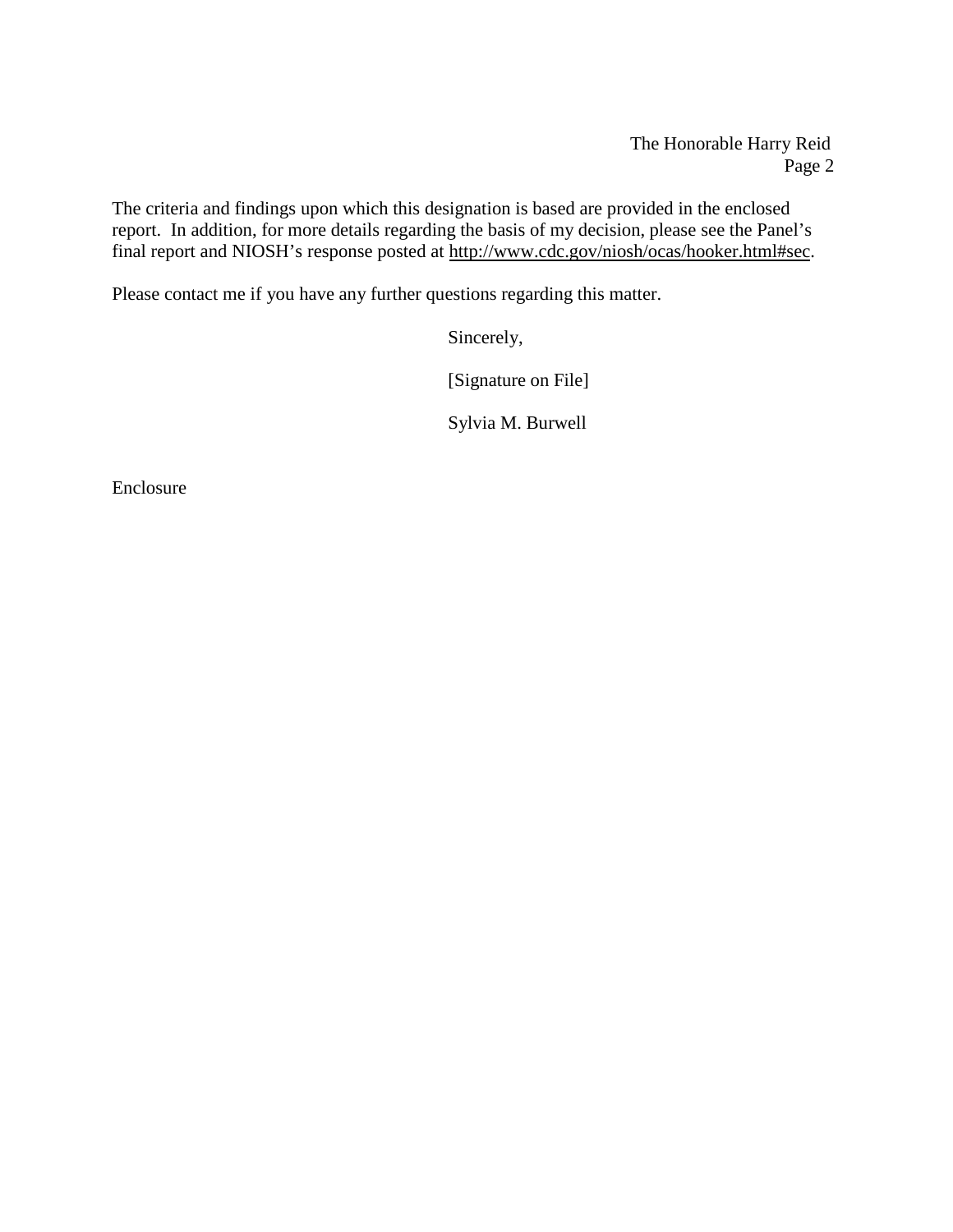The criteria and findings upon which this designation is based are provided in the enclosed report. In addition, for more details regarding the basis of my decision, please see the Panel's final report and NIOSH's response posted at http://www.cdc.gov/niosh/ocas/hooker.html#sec.

Please contact me if you have any further questions regarding this matter.

Sincerely,

[Signature on File]

Sylvia M. Burwell

Enclosure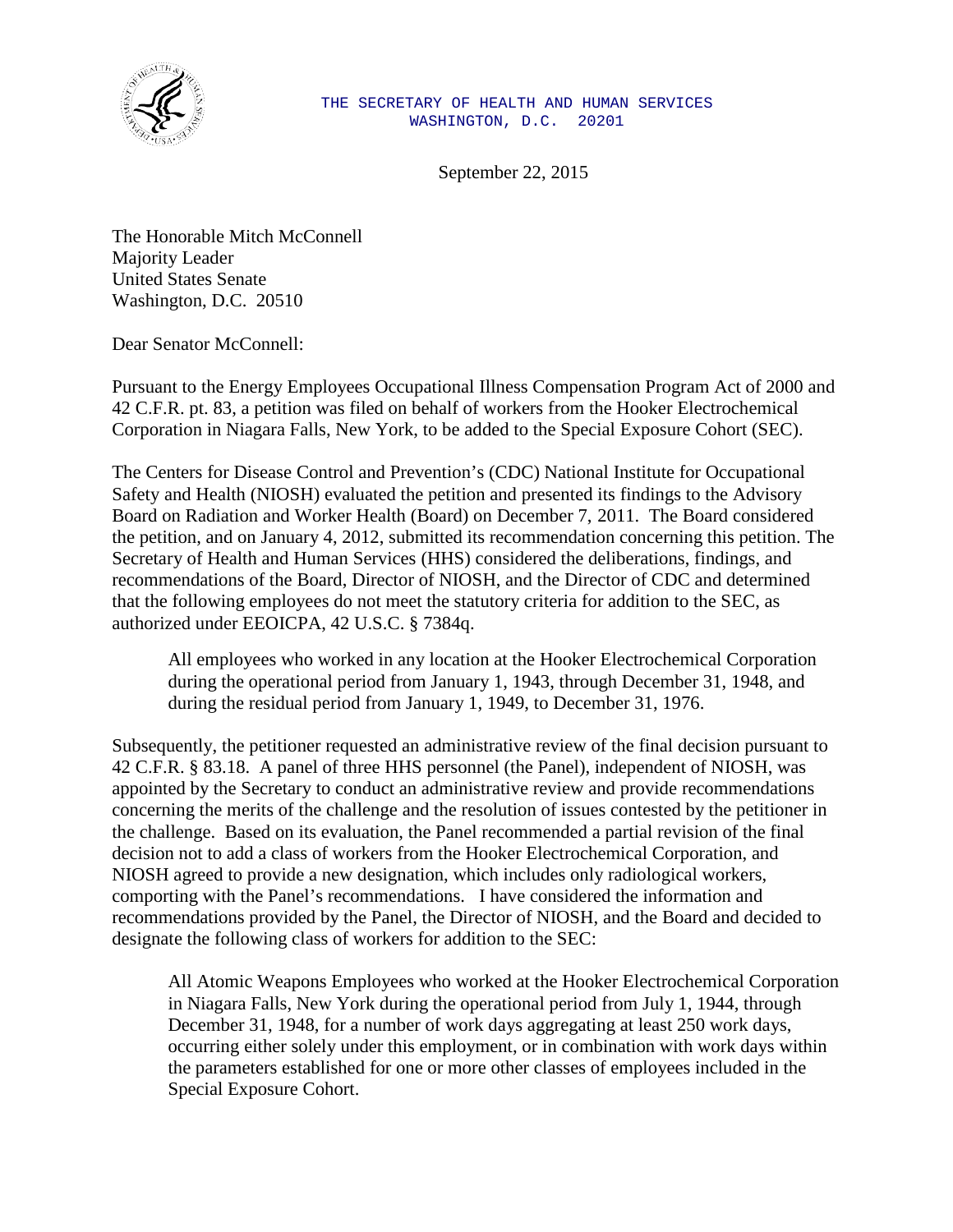THE SECRETARY OF HEALTH AND HUMAN SERVICES
WASHINGTON, D.C. 20201

September 22, 2015

The Honorable Mitch McConnell
Majority Leader
United States Senate
Washington, D.C. 20510

Dear Senator McConnell:

Pursuant to the Energy Employees Occupational Illness Compensation Program Act of 2000 and 42 C.F.R. pt. 83, a petition was filed on behalf of workers from the Hooker Electrochemical Corporation in Niagara Falls, New York, to be added to the Special Exposure Cohort (SEC).

The Centers for Disease Control and Prevention's (CDC) National Institute for Occupational Safety and Health (NIOSH) evaluated the petition and presented its findings to the Advisory Board on Radiation and Worker Health (Board) on December 7, 2011. The Board considered the petition, and on January 4, 2012, submitted its recommendation concerning this petition. The Secretary of Health and Human Services (HHS) considered the deliberations, findings, and recommendations of the Board, Director of NIOSH, and the Director of CDC and determined that the following employees do not meet the statutory criteria for addition to the SEC, as authorized under EEOICPA, 42 U.S.C. § 7384q.

> All employees who worked in any location at the Hooker Electrochemical Corporation during the operational period from January 1, 1943, through December 31, 1948, and during the residual period from January 1, 1949, to December 31, 1976.

Subsequently, the petitioner requested an administrative review of the final decision pursuant to 42 C.F.R. § 83.18. A panel of three HHS personnel (the Panel), independent of NIOSH, was appointed by the Secretary to conduct an administrative review and provide recommendations concerning the merits of the challenge and the resolution of issues contested by the petitioner in the challenge. Based on its evaluation, the Panel recommended a partial revision of the final decision not to add a class of workers from the Hooker Electrochemical Corporation, and NIOSH agreed to provide a new designation, which includes only radiological workers, comporting with the Panel's recommendations. I have considered the information and recommendations provided by the Panel, the Director of NIOSH, and the Board and decided to designate the following class of workers for addition to the SEC:

> All Atomic Weapons Employees who worked at the Hooker Electrochemical Corporation in Niagara Falls, New York during the operational period from July 1, 1944, through December 31, 1948, for a number of work days aggregating at least 250 work days, occurring either solely under this employment, or in combination with work days within the parameters established for one or more other classes of employees included in the Special Exposure Cohort.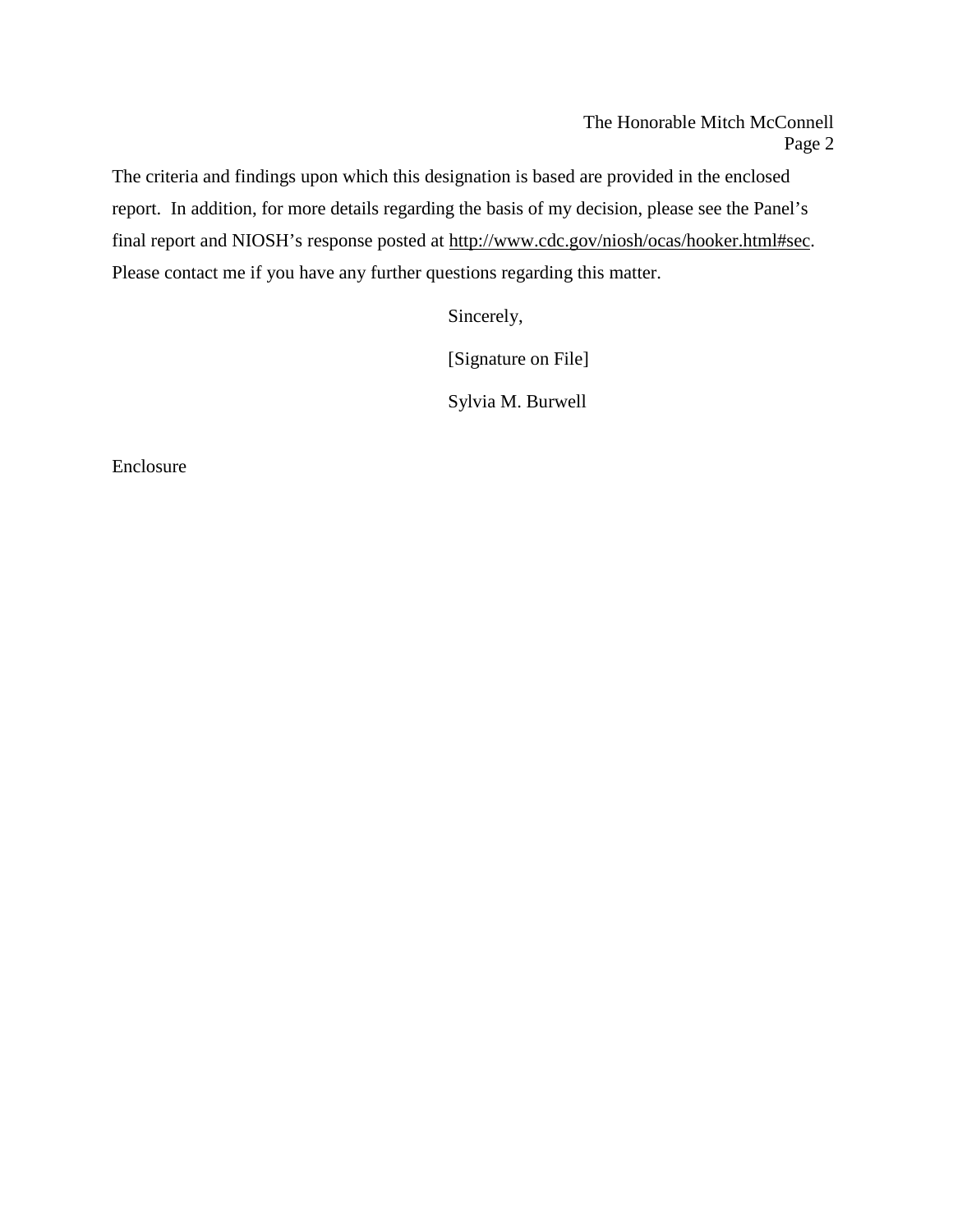The criteria and findings upon which this designation is based are provided in the enclosed report. In addition, for more details regarding the basis of my decision, please see the Panel's final report and NIOSH's response posted at http://www.cdc.gov/niosh/ocas/hooker.html#sec. Please contact me if you have any further questions regarding this matter.

Sincerely,

[Signature on File]

Sylvia M. Burwell

Enclosure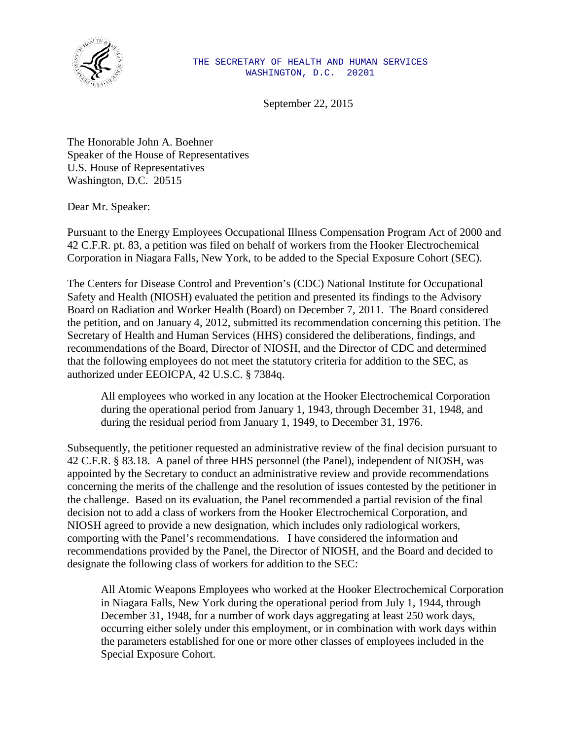THE SECRETARY OF HEALTH AND HUMAN SERVICES
WASHINGTON, D.C. 20201

September 22, 2015

The Honorable John A. Boehner
Speaker of the House of Representatives
U.S. House of Representatives
Washington, D.C. 20515

Dear Mr. Speaker:

Pursuant to the Energy Employees Occupational Illness Compensation Program Act of 2000 and 42 C.F.R. pt. 83, a petition was filed on behalf of workers from the Hooker Electrochemical Corporation in Niagara Falls, New York, to be added to the Special Exposure Cohort (SEC).

The Centers for Disease Control and Prevention's (CDC) National Institute for Occupational Safety and Health (NIOSH) evaluated the petition and presented its findings to the Advisory Board on Radiation and Worker Health (Board) on December 7, 2011. The Board considered the petition, and on January 4, 2012, submitted its recommendation concerning this petition. The Secretary of Health and Human Services (HHS) considered the deliberations, findings, and recommendations of the Board, Director of NIOSH, and the Director of CDC and determined that the following employees do not meet the statutory criteria for addition to the SEC, as authorized under EEOICPA, 42 U.S.C. § 7384q.

> All employees who worked in any location at the Hooker Electrochemical Corporation during the operational period from January 1, 1943, through December 31, 1948, and during the residual period from January 1, 1949, to December 31, 1976.

Subsequently, the petitioner requested an administrative review of the final decision pursuant to 42 C.F.R. § 83.18. A panel of three HHS personnel (the Panel), independent of NIOSH, was appointed by the Secretary to conduct an administrative review and provide recommendations concerning the merits of the challenge and the resolution of issues contested by the petitioner in the challenge. Based on its evaluation, the Panel recommended a partial revision of the final decision not to add a class of workers from the Hooker Electrochemical Corporation, and NIOSH agreed to provide a new designation, which includes only radiological workers, comporting with the Panel's recommendations. I have considered the information and recommendations provided by the Panel, the Director of NIOSH, and the Board and decided to designate the following class of workers for addition to the SEC:

> All Atomic Weapons Employees who worked at the Hooker Electrochemical Corporation in Niagara Falls, New York during the operational period from July 1, 1944, through December 31, 1948, for a number of work days aggregating at least 250 work days, occurring either solely under this employment, or in combination with work days within the parameters established for one or more other classes of employees included in the Special Exposure Cohort.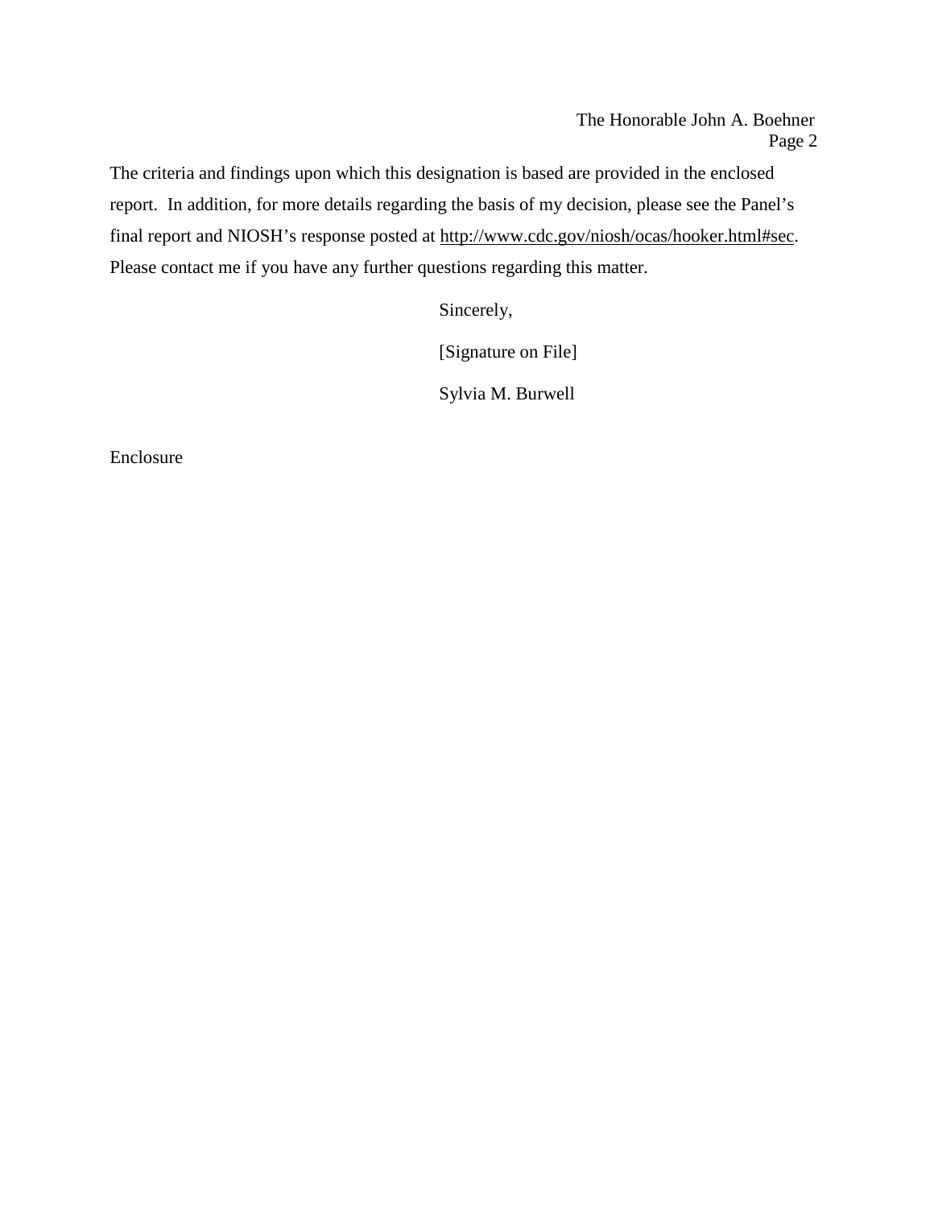The criteria and findings upon which this designation is based are provided in the enclosed report. In addition, for more details regarding the basis of my decision, please see the Panel's final report and NIOSH's response posted at http://www.cdc.gov/niosh/ocas/hooker.html#sec. Please contact me if you have any further questions regarding this matter.

Sincerely,

[Signature on File]

Sylvia M. Burwell

Enclosure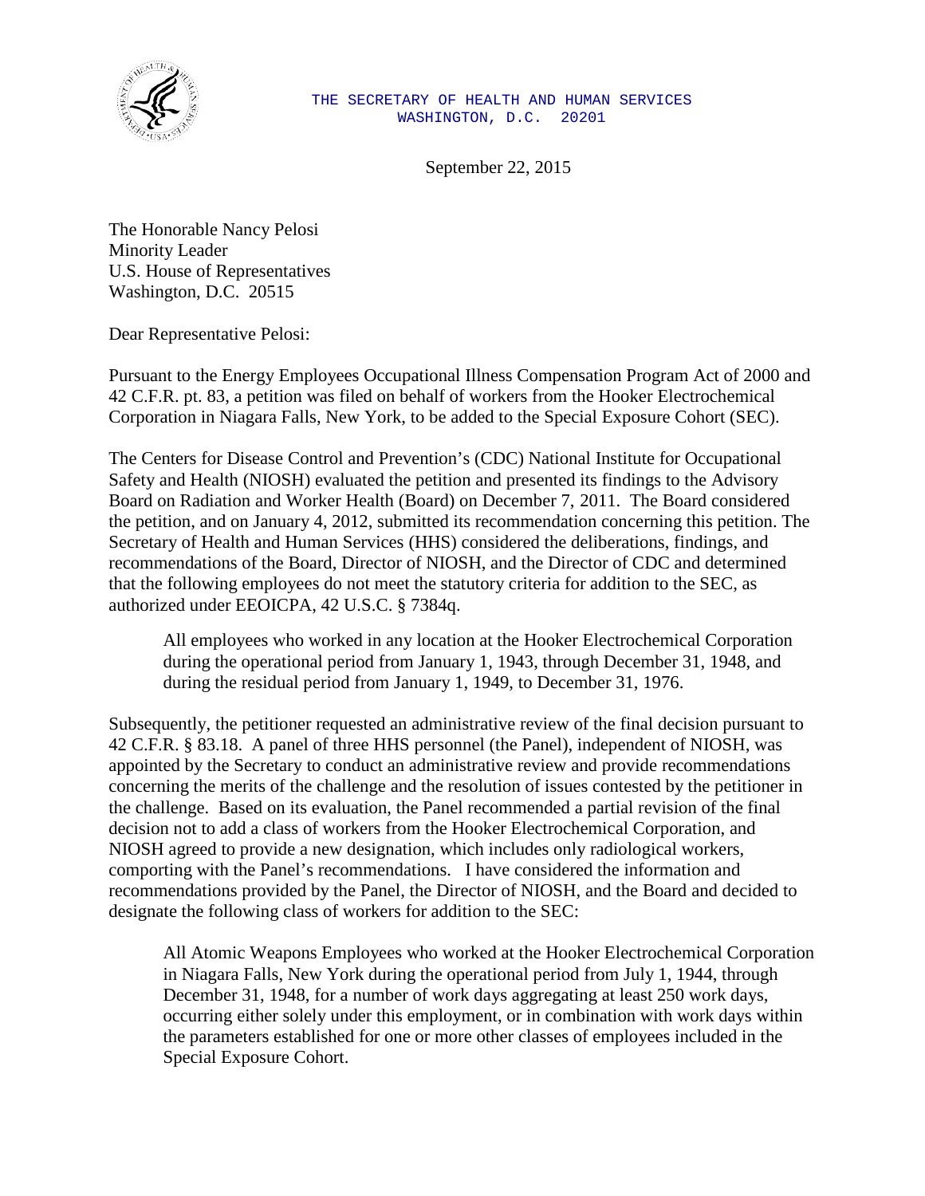THE SECRETARY OF HEALTH AND HUMAN SERVICES
WASHINGTON, D.C. 20201

September 22, 2015

The Honorable Nancy Pelosi
Minority Leader
U.S. House of Representatives
Washington, D.C. 20515

Dear Representative Pelosi:

Pursuant to the Energy Employees Occupational Illness Compensation Program Act of 2000 and 42 C.F.R. pt. 83, a petition was filed on behalf of workers from the Hooker Electrochemical Corporation in Niagara Falls, New York, to be added to the Special Exposure Cohort (SEC).

The Centers for Disease Control and Prevention's (CDC) National Institute for Occupational Safety and Health (NIOSH) evaluated the petition and presented its findings to the Advisory Board on Radiation and Worker Health (Board) on December 7, 2011. The Board considered the petition, and on January 4, 2012, submitted its recommendation concerning this petition. The Secretary of Health and Human Services (HHS) considered the deliberations, findings, and recommendations of the Board, Director of NIOSH, and the Director of CDC and determined that the following employees do not meet the statutory criteria for addition to the SEC, as authorized under EEOICPA, 42 U.S.C. § 7384q.

> All employees who worked in any location at the Hooker Electrochemical Corporation during the operational period from January 1, 1943, through December 31, 1948, and during the residual period from January 1, 1949, to December 31, 1976.

Subsequently, the petitioner requested an administrative review of the final decision pursuant to 42 C.F.R. § 83.18. A panel of three HHS personnel (the Panel), independent of NIOSH, was appointed by the Secretary to conduct an administrative review and provide recommendations concerning the merits of the challenge and the resolution of issues contested by the petitioner in the challenge. Based on its evaluation, the Panel recommended a partial revision of the final decision not to add a class of workers from the Hooker Electrochemical Corporation, and NIOSH agreed to provide a new designation, which includes only radiological workers, comporting with the Panel's recommendations. I have considered the information and recommendations provided by the Panel, the Director of NIOSH, and the Board and decided to designate the following class of workers for addition to the SEC:

> All Atomic Weapons Employees who worked at the Hooker Electrochemical Corporation in Niagara Falls, New York during the operational period from July 1, 1944, through December 31, 1948, for a number of work days aggregating at least 250 work days, occurring either solely under this employment, or in combination with work days within the parameters established for one or more other classes of employees included in the Special Exposure Cohort.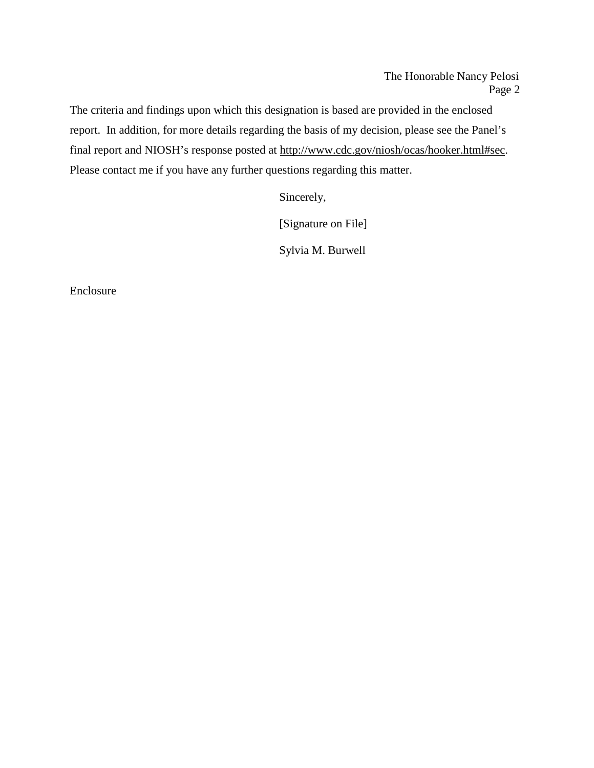The criteria and findings upon which this designation is based are provided in the enclosed report. In addition, for more details regarding the basis of my decision, please see the Panel's final report and NIOSH's response posted at http://www.cdc.gov/niosh/ocas/hooker.html#sec. Please contact me if you have any further questions regarding this matter.

Sincerely,

[Signature on File]

Sylvia M. Burwell

Enclosure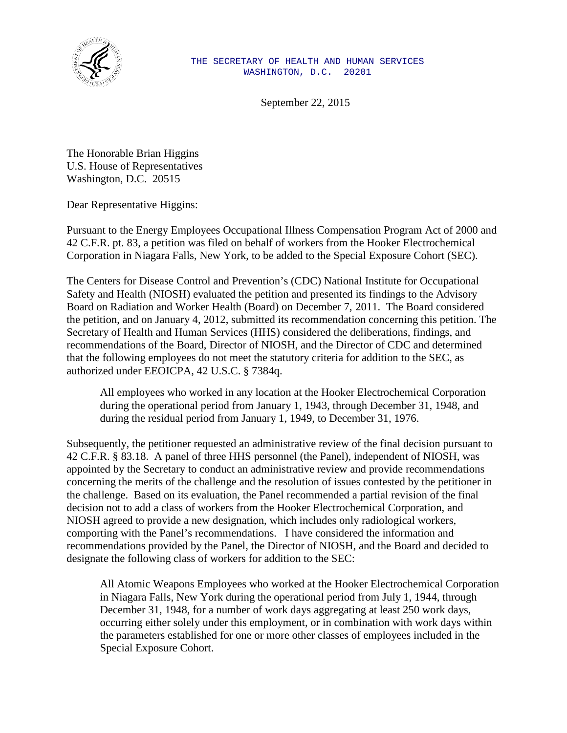THE SECRETARY OF HEALTH AND HUMAN SERVICES
WASHINGTON, D.C. 20201

September 22, 2015

The Honorable Brian Higgins
U.S. House of Representatives
Washington, D.C. 20515

Dear Representative Higgins:

Pursuant to the Energy Employees Occupational Illness Compensation Program Act of 2000 and 42 C.F.R. pt. 83, a petition was filed on behalf of workers from the Hooker Electrochemical Corporation in Niagara Falls, New York, to be added to the Special Exposure Cohort (SEC).

The Centers for Disease Control and Prevention's (CDC) National Institute for Occupational Safety and Health (NIOSH) evaluated the petition and presented its findings to the Advisory Board on Radiation and Worker Health (Board) on December 7, 2011. The Board considered the petition, and on January 4, 2012, submitted its recommendation concerning this petition. The Secretary of Health and Human Services (HHS) considered the deliberations, findings, and recommendations of the Board, Director of NIOSH, and the Director of CDC and determined that the following employees do not meet the statutory criteria for addition to the SEC, as authorized under EEOICPA, 42 U.S.C. § 7384q.

> All employees who worked in any location at the Hooker Electrochemical Corporation during the operational period from January 1, 1943, through December 31, 1948, and during the residual period from January 1, 1949, to December 31, 1976.

Subsequently, the petitioner requested an administrative review of the final decision pursuant to 42 C.F.R. § 83.18. A panel of three HHS personnel (the Panel), independent of NIOSH, was appointed by the Secretary to conduct an administrative review and provide recommendations concerning the merits of the challenge and the resolution of issues contested by the petitioner in the challenge. Based on its evaluation, the Panel recommended a partial revision of the final decision not to add a class of workers from the Hooker Electrochemical Corporation, and NIOSH agreed to provide a new designation, which includes only radiological workers, comporting with the Panel's recommendations. I have considered the information and recommendations provided by the Panel, the Director of NIOSH, and the Board and decided to designate the following class of workers for addition to the SEC:

> All Atomic Weapons Employees who worked at the Hooker Electrochemical Corporation in Niagara Falls, New York during the operational period from July 1, 1944, through December 31, 1948, for a number of work days aggregating at least 250 work days, occurring either solely under this employment, or in combination with work days within the parameters established for one or more other classes of employees included in the Special Exposure Cohort.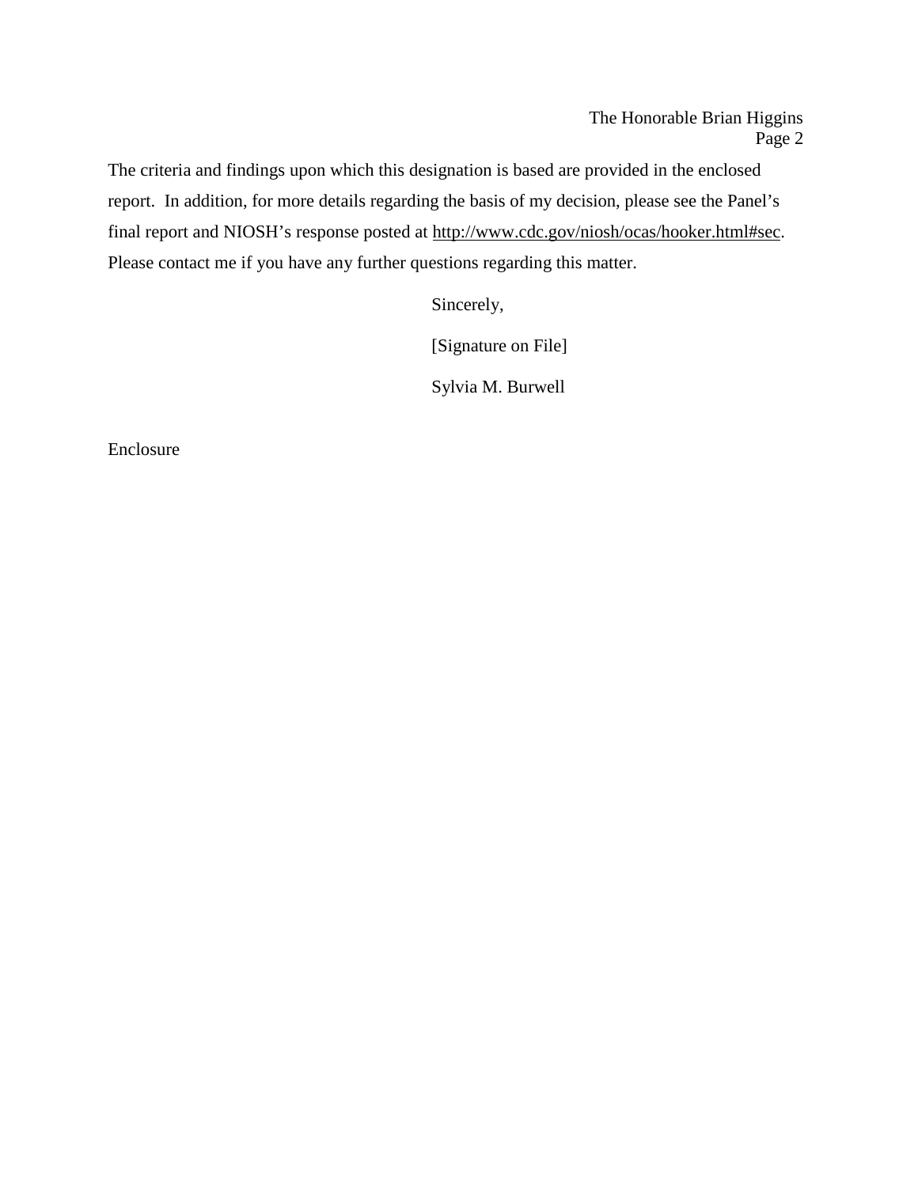The criteria and findings upon which this designation is based are provided in the enclosed report. In addition, for more details regarding the basis of my decision, please see the Panel's final report and NIOSH's response posted at http://www.cdc.gov/niosh/ocas/hooker.html#sec. Please contact me if you have any further questions regarding this matter.

Sincerely,

[Signature on File]

Sylvia M. Burwell

Enclosure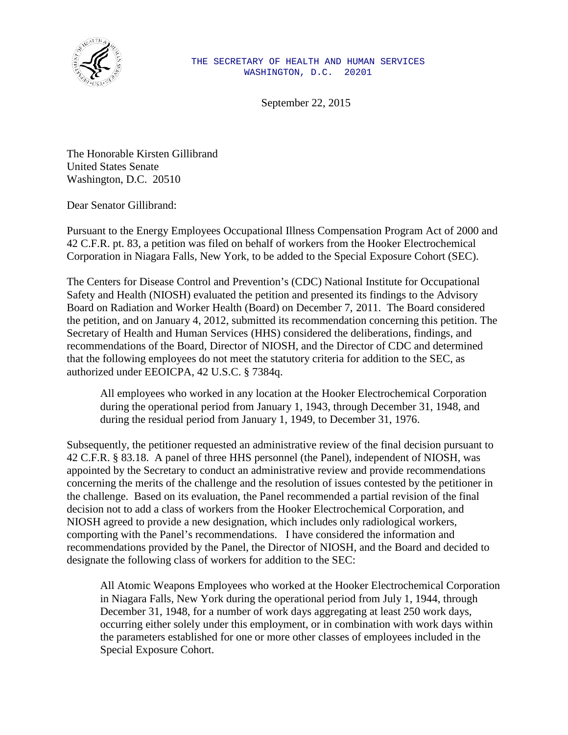THE SECRETARY OF HEALTH AND HUMAN SERVICES
WASHINGTON, D.C. 20201

September 22, 2015

The Honorable Kirsten Gillibrand
United States Senate
Washington, D.C. 20510

Dear Senator Gillibrand:

Pursuant to the Energy Employees Occupational Illness Compensation Program Act of 2000 and 42 C.F.R. pt. 83, a petition was filed on behalf of workers from the Hooker Electrochemical Corporation in Niagara Falls, New York, to be added to the Special Exposure Cohort (SEC).

The Centers for Disease Control and Prevention's (CDC) National Institute for Occupational Safety and Health (NIOSH) evaluated the petition and presented its findings to the Advisory Board on Radiation and Worker Health (Board) on December 7, 2011. The Board considered the petition, and on January 4, 2012, submitted its recommendation concerning this petition. The Secretary of Health and Human Services (HHS) considered the deliberations, findings, and recommendations of the Board, Director of NIOSH, and the Director of CDC and determined that the following employees do not meet the statutory criteria for addition to the SEC, as authorized under EEOICPA, 42 U.S.C. § 7384q.

> All employees who worked in any location at the Hooker Electrochemical Corporation during the operational period from January 1, 1943, through December 31, 1948, and during the residual period from January 1, 1949, to December 31, 1976.

Subsequently, the petitioner requested an administrative review of the final decision pursuant to 42 C.F.R. § 83.18. A panel of three HHS personnel (the Panel), independent of NIOSH, was appointed by the Secretary to conduct an administrative review and provide recommendations concerning the merits of the challenge and the resolution of issues contested by the petitioner in the challenge. Based on its evaluation, the Panel recommended a partial revision of the final decision not to add a class of workers from the Hooker Electrochemical Corporation, and NIOSH agreed to provide a new designation, which includes only radiological workers, comporting with the Panel's recommendations. I have considered the information and recommendations provided by the Panel, the Director of NIOSH, and the Board and decided to designate the following class of workers for addition to the SEC:

> All Atomic Weapons Employees who worked at the Hooker Electrochemical Corporation in Niagara Falls, New York during the operational period from July 1, 1944, through December 31, 1948, for a number of work days aggregating at least 250 work days, occurring either solely under this employment, or in combination with work days within the parameters established for one or more other classes of employees included in the Special Exposure Cohort.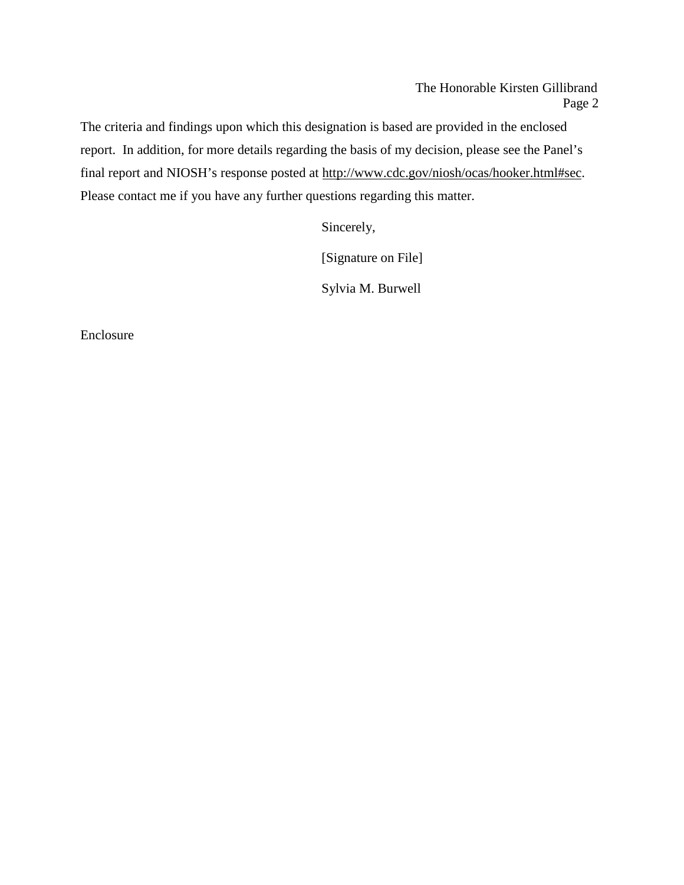The criteria and findings upon which this designation is based are provided in the enclosed report. In addition, for more details regarding the basis of my decision, please see the Panel's final report and NIOSH's response posted at http://www.cdc.gov/niosh/ocas/hooker.html#sec. Please contact me if you have any further questions regarding this matter.

Sincerely,

[Signature on File]

Sylvia M. Burwell

Enclosure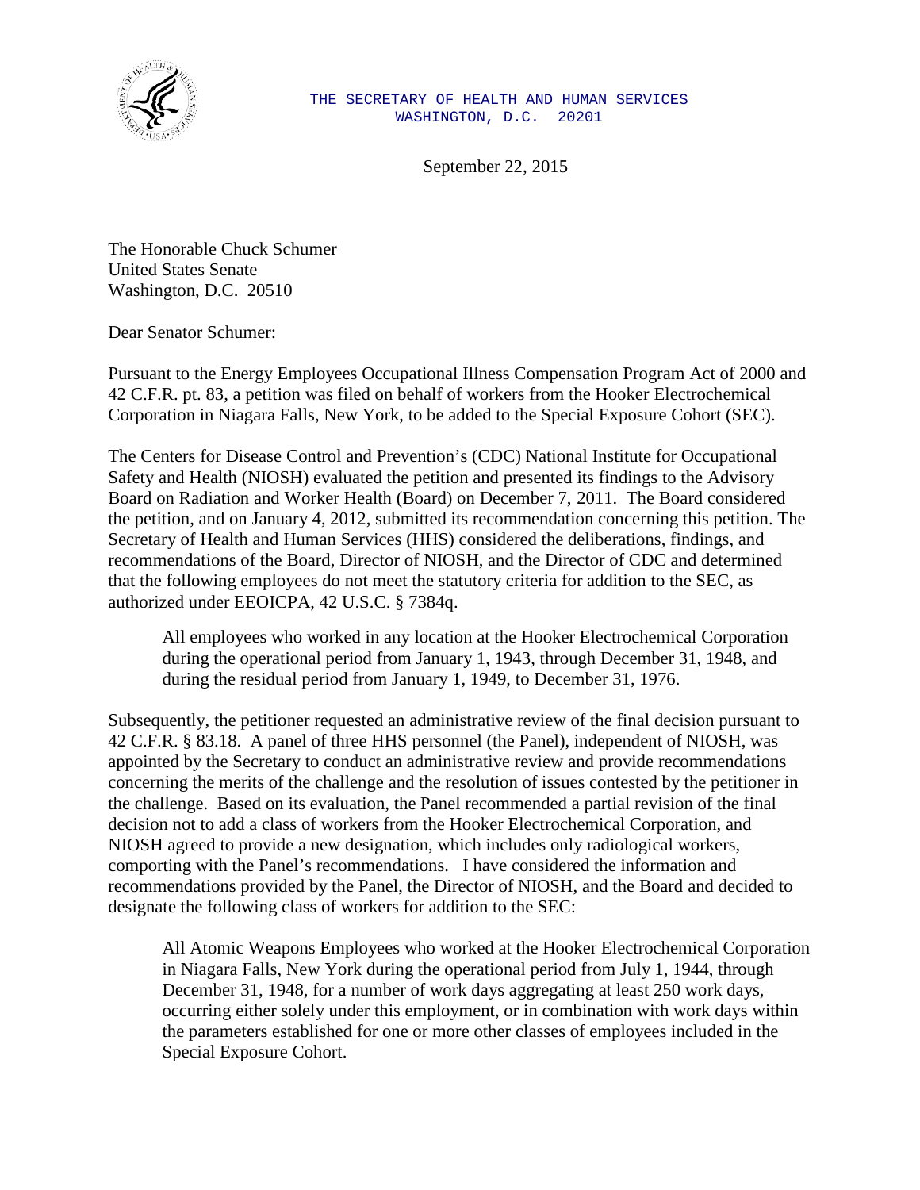THE SECRETARY OF HEALTH AND HUMAN SERVICES
WASHINGTON, D.C. 20201

September 22, 2015

The Honorable Chuck Schumer
United States Senate
Washington, D.C. 20510

Dear Senator Schumer:

Pursuant to the Energy Employees Occupational Illness Compensation Program Act of 2000 and 42 C.F.R. pt. 83, a petition was filed on behalf of workers from the Hooker Electrochemical Corporation in Niagara Falls, New York, to be added to the Special Exposure Cohort (SEC).

The Centers for Disease Control and Prevention's (CDC) National Institute for Occupational Safety and Health (NIOSH) evaluated the petition and presented its findings to the Advisory Board on Radiation and Worker Health (Board) on December 7, 2011. The Board considered the petition, and on January 4, 2012, submitted its recommendation concerning this petition. The Secretary of Health and Human Services (HHS) considered the deliberations, findings, and recommendations of the Board, Director of NIOSH, and the Director of CDC and determined that the following employees do not meet the statutory criteria for addition to the SEC, as authorized under EEOICPA, 42 U.S.C. § 7384q.

> All employees who worked in any location at the Hooker Electrochemical Corporation during the operational period from January 1, 1943, through December 31, 1948, and during the residual period from January 1, 1949, to December 31, 1976.

Subsequently, the petitioner requested an administrative review of the final decision pursuant to 42 C.F.R. § 83.18. A panel of three HHS personnel (the Panel), independent of NIOSH, was appointed by the Secretary to conduct an administrative review and provide recommendations concerning the merits of the challenge and the resolution of issues contested by the petitioner in the challenge. Based on its evaluation, the Panel recommended a partial revision of the final decision not to add a class of workers from the Hooker Electrochemical Corporation, and NIOSH agreed to provide a new designation, which includes only radiological workers, comporting with the Panel's recommendations. I have considered the information and recommendations provided by the Panel, the Director of NIOSH, and the Board and decided to designate the following class of workers for addition to the SEC:

> All Atomic Weapons Employees who worked at the Hooker Electrochemical Corporation in Niagara Falls, New York during the operational period from July 1, 1944, through December 31, 1948, for a number of work days aggregating at least 250 work days, occurring either solely under this employment, or in combination with work days within the parameters established for one or more other classes of employees included in the Special Exposure Cohort.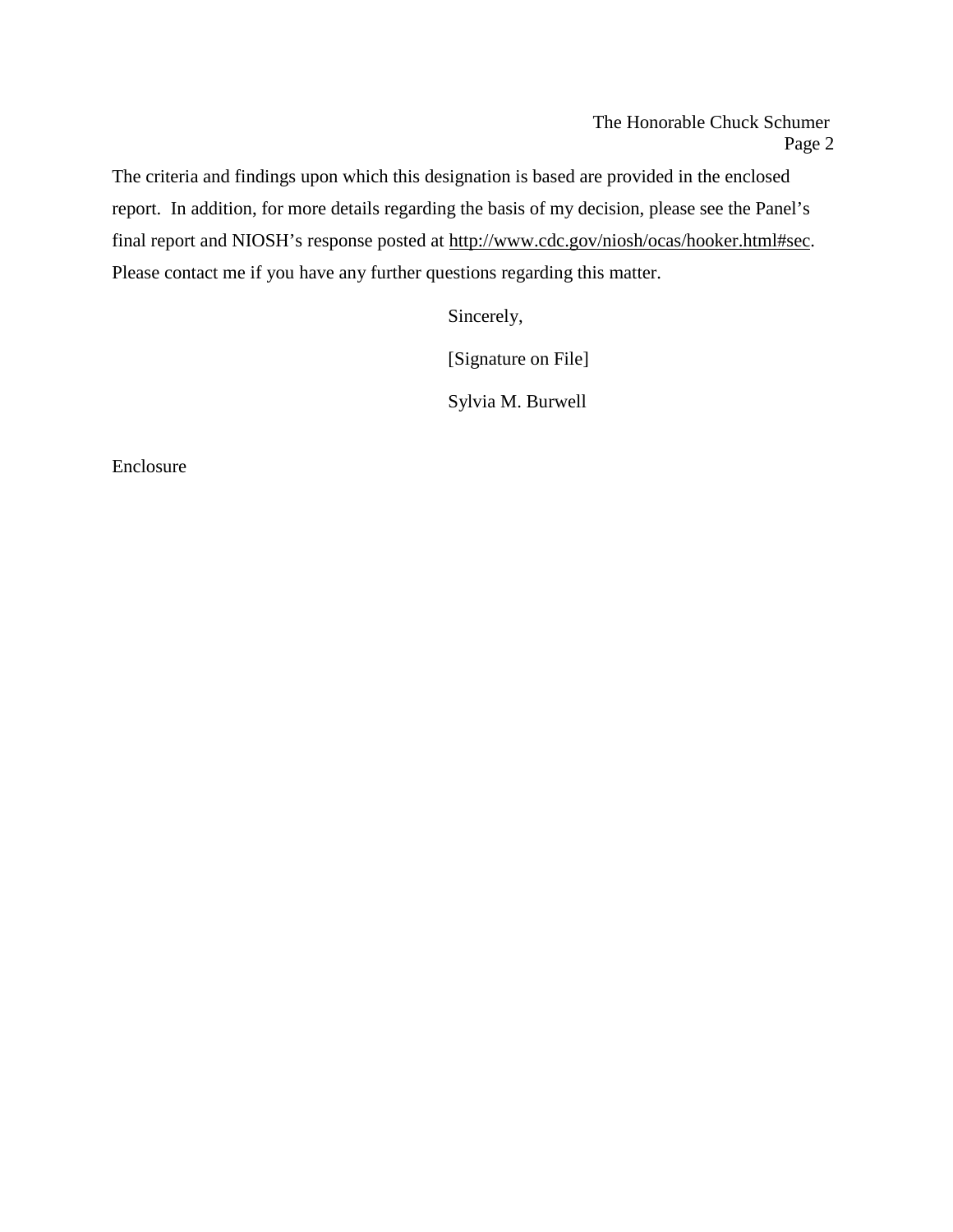The criteria and findings upon which this designation is based are provided in the enclosed report. In addition, for more details regarding the basis of my decision, please see the Panel's final report and NIOSH's response posted at http://www.cdc.gov/niosh/ocas/hooker.html#sec. Please contact me if you have any further questions regarding this matter.

Sincerely,

[Signature on File]

Sylvia M. Burwell

Enclosure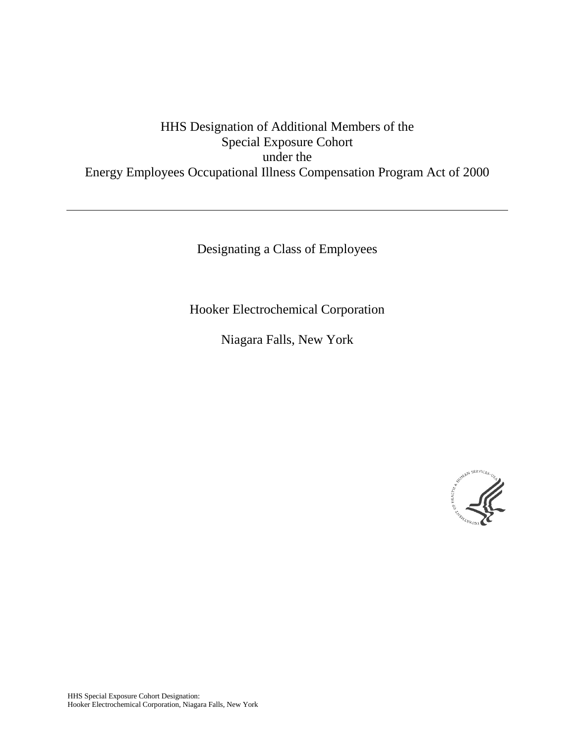# HHS Designation of Additional Members of the Special Exposure Cohort under the Energy Employees Occupational Illness Compensation Program Act of 2000

---

Designating a Class of Employees

Hooker Electrochemical Corporation

Niagara Falls, New York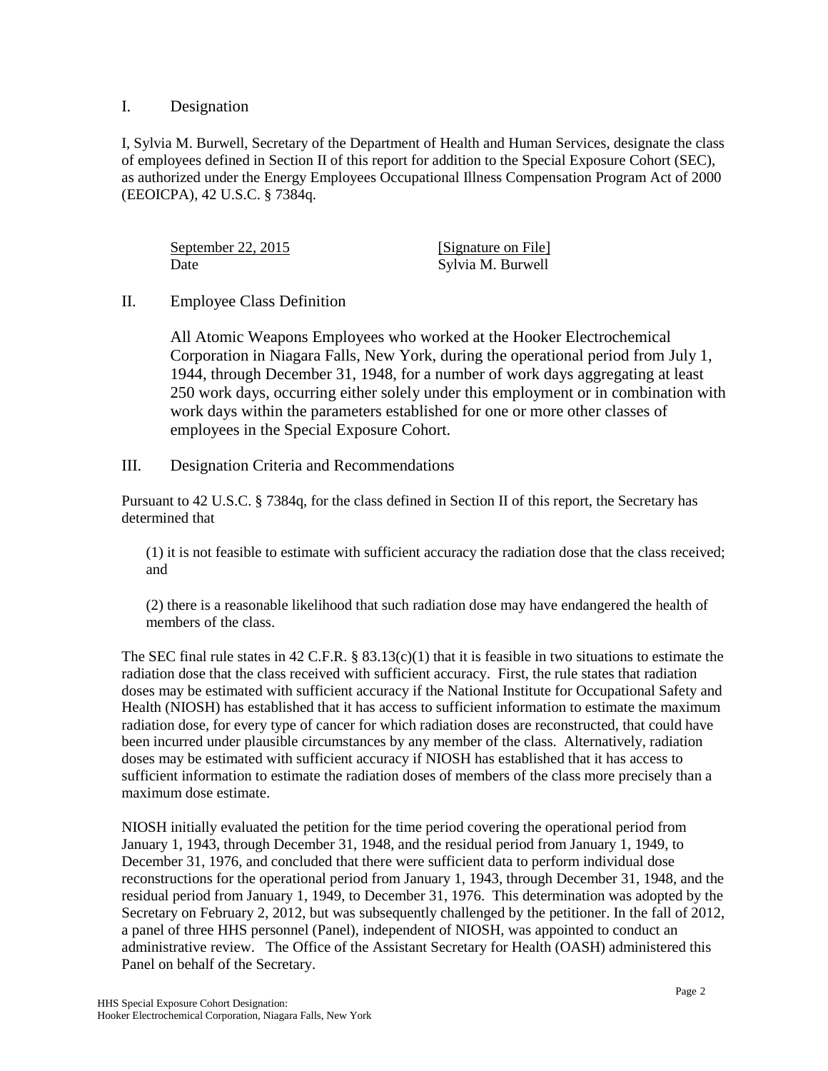## I. Designation

I, Sylvia M. Burwell, Secretary of the Department of Health and Human Services, designate the class of employees defined in Section II of this report for addition to the Special Exposure Cohort (SEC), as authorized under the Energy Employees Occupational Illness Compensation Program Act of 2000 (EEOICPA), 42 U.S.C. § 7384q.

| September 22, 2015 | [Signature on File] |
| --- | --- |
| Date | Sylvia M. Burwell |

## II. Employee Class Definition

All Atomic Weapons Employees who worked at the Hooker Electrochemical Corporation in Niagara Falls, New York, during the operational period from July 1, 1944, through December 31, 1948, for a number of work days aggregating at least 250 work days, occurring either solely under this employment or in combination with work days within the parameters established for one or more other classes of employees in the Special Exposure Cohort.

## III. Designation Criteria and Recommendations

Pursuant to 42 U.S.C. § 7384q, for the class defined in Section II of this report, the Secretary has determined that

(1) it is not feasible to estimate with sufficient accuracy the radiation dose that the class received; and

(2) there is a reasonable likelihood that such radiation dose may have endangered the health of members of the class.

The SEC final rule states in 42 C.F.R. § 83.13(c)(1) that it is feasible in two situations to estimate the radiation dose that the class received with sufficient accuracy. First, the rule states that radiation doses may be estimated with sufficient accuracy if the National Institute for Occupational Safety and Health (NIOSH) has established that it has access to sufficient information to estimate the maximum radiation dose, for every type of cancer for which radiation doses are reconstructed, that could have been incurred under plausible circumstances by any member of the class. Alternatively, radiation doses may be estimated with sufficient accuracy if NIOSH has established that it has access to sufficient information to estimate the radiation doses of members of the class more precisely than a maximum dose estimate.

NIOSH initially evaluated the petition for the time period covering the operational period from January 1, 1943, through December 31, 1948, and the residual period from January 1, 1949, to December 31, 1976, and concluded that there were sufficient data to perform individual dose reconstructions for the operational period from January 1, 1943, through December 31, 1948, and the residual period from January 1, 1949, to December 31, 1976. This determination was adopted by the Secretary on February 2, 2012, but was subsequently challenged by the petitioner. In the fall of 2012, a panel of three HHS personnel (Panel), independent of NIOSH, was appointed to conduct an administrative review. The Office of the Assistant Secretary for Health (OASH) administered this Panel on behalf of the Secretary.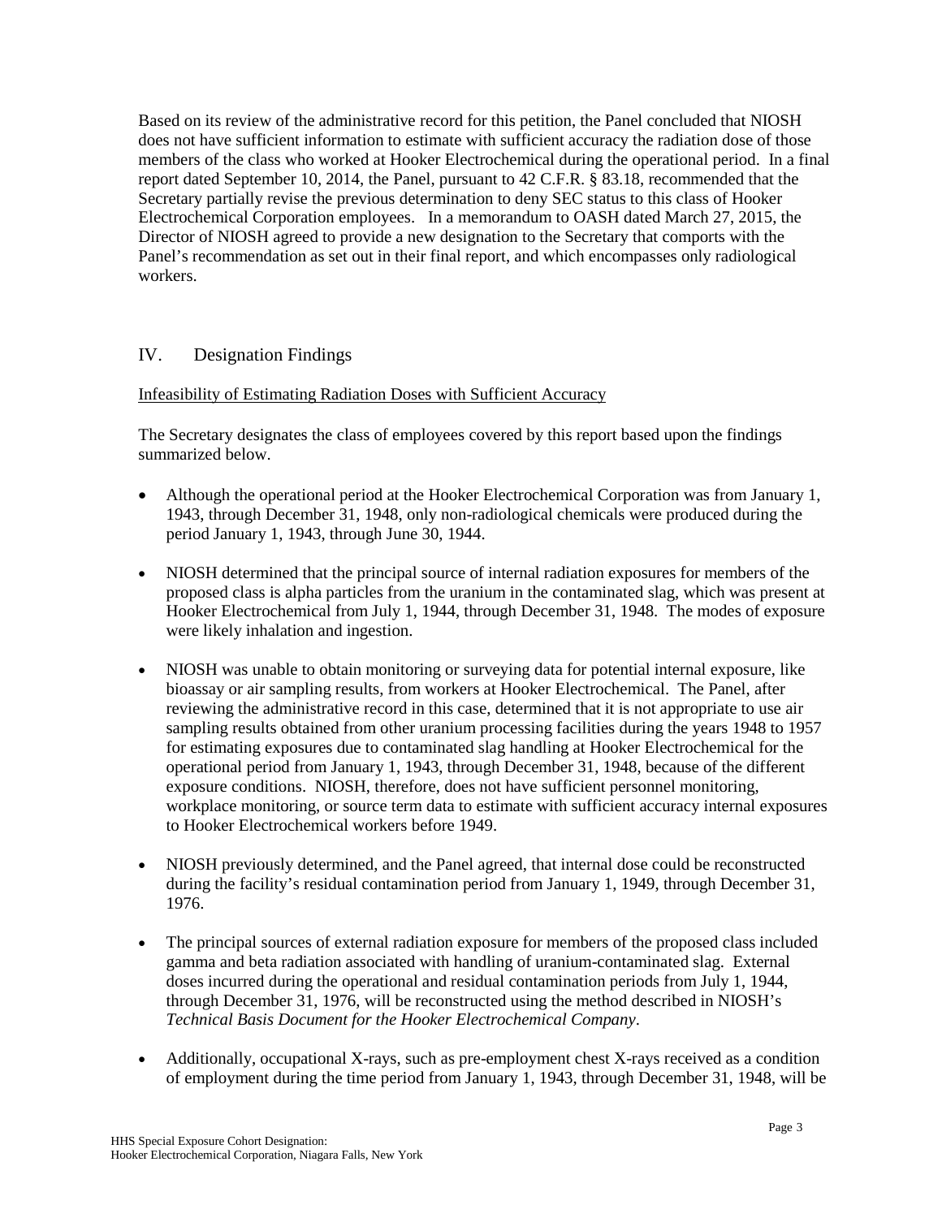Based on its review of the administrative record for this petition, the Panel concluded that NIOSH does not have sufficient information to estimate with sufficient accuracy the radiation dose of those members of the class who worked at Hooker Electrochemical during the operational period. In a final report dated September 10, 2014, the Panel, pursuant to 42 C.F.R. § 83.18, recommended that the Secretary partially revise the previous determination to deny SEC status to this class of Hooker Electrochemical Corporation employees. In a memorandum to OASH dated March 27, 2015, the Director of NIOSH agreed to provide a new designation to the Secretary that comports with the Panel's recommendation as set out in their final report, and which encompasses only radiological workers.

## IV. Designation Findings

Infeasibility of Estimating Radiation Doses with Sufficient Accuracy

The Secretary designates the class of employees covered by this report based upon the findings summarized below.

- Although the operational period at the Hooker Electrochemical Corporation was from January 1, 1943, through December 31, 1948, only non-radiological chemicals were produced during the period January 1, 1943, through June 30, 1944.
- NIOSH determined that the principal source of internal radiation exposures for members of the proposed class is alpha particles from the uranium in the contaminated slag, which was present at Hooker Electrochemical from July 1, 1944, through December 31, 1948. The modes of exposure were likely inhalation and ingestion.
- NIOSH was unable to obtain monitoring or surveying data for potential internal exposure, like bioassay or air sampling results, from workers at Hooker Electrochemical. The Panel, after reviewing the administrative record in this case, determined that it is not appropriate to use air sampling results obtained from other uranium processing facilities during the years 1948 to 1957 for estimating exposures due to contaminated slag handling at Hooker Electrochemical for the operational period from January 1, 1943, through December 31, 1948, because of the different exposure conditions. NIOSH, therefore, does not have sufficient personnel monitoring, workplace monitoring, or source term data to estimate with sufficient accuracy internal exposures to Hooker Electrochemical workers before 1949.
- NIOSH previously determined, and the Panel agreed, that internal dose could be reconstructed during the facility's residual contamination period from January 1, 1949, through December 31, 1976.
- The principal sources of external radiation exposure for members of the proposed class included gamma and beta radiation associated with handling of uranium-contaminated slag. External doses incurred during the operational and residual contamination periods from July 1, 1944, through December 31, 1976, will be reconstructed using the method described in NIOSH's *Technical Basis Document for the Hooker Electrochemical Company*.
- Additionally, occupational X-rays, such as pre-employment chest X-rays received as a condition of employment during the time period from January 1, 1943, through December 31, 1948, will be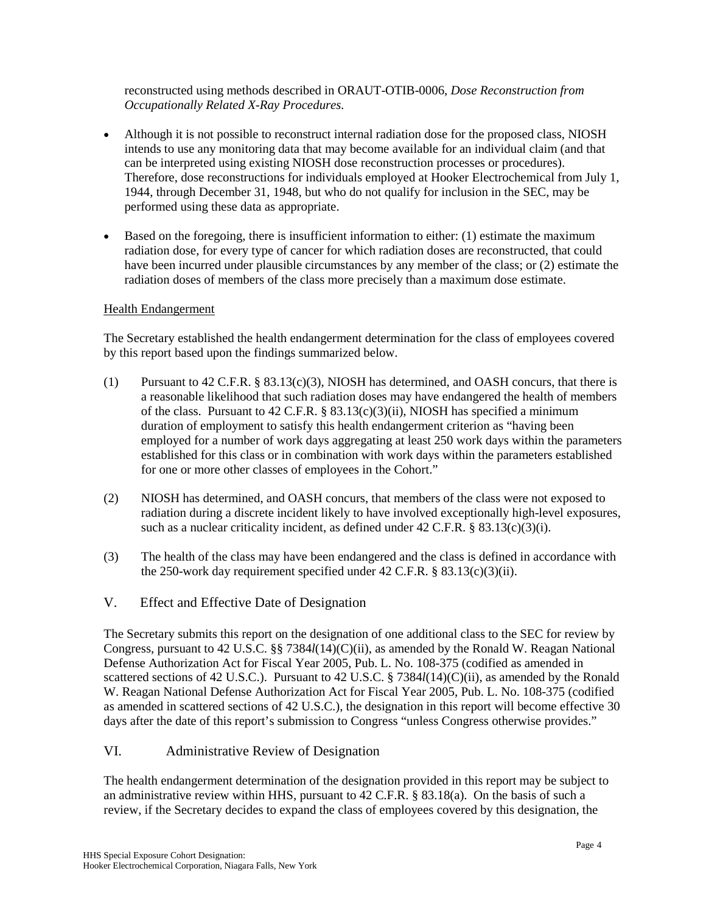reconstructed using methods described in ORAUT-OTIB-0006, *Dose Reconstruction from Occupationally Related X-Ray Procedures.*

- Although it is not possible to reconstruct internal radiation dose for the proposed class, NIOSH intends to use any monitoring data that may become available for an individual claim (and that can be interpreted using existing NIOSH dose reconstruction processes or procedures). Therefore, dose reconstructions for individuals employed at Hooker Electrochemical from July 1, 1944, through December 31, 1948, but who do not qualify for inclusion in the SEC, may be performed using these data as appropriate.

- Based on the foregoing, there is insufficient information to either: (1) estimate the maximum radiation dose, for every type of cancer for which radiation doses are reconstructed, that could have been incurred under plausible circumstances by any member of the class; or (2) estimate the radiation doses of members of the class more precisely than a maximum dose estimate.

Health Endangerment

The Secretary established the health endangerment determination for the class of employees covered by this report based upon the findings summarized below.

(1) Pursuant to 42 C.F.R. § 83.13(c)(3), NIOSH has determined, and OASH concurs, that there is a reasonable likelihood that such radiation doses may have endangered the health of members of the class. Pursuant to 42 C.F.R. § 83.13(c)(3)(ii), NIOSH has specified a minimum duration of employment to satisfy this health endangerment criterion as "having been employed for a number of work days aggregating at least 250 work days within the parameters established for this class or in combination with work days within the parameters established for one or more other classes of employees in the Cohort."

(2) NIOSH has determined, and OASH concurs, that members of the class were not exposed to radiation during a discrete incident likely to have involved exceptionally high-level exposures, such as a nuclear criticality incident, as defined under 42 C.F.R. § 83.13(c)(3)(i).

(3) The health of the class may have been endangered and the class is defined in accordance with the 250-work day requirement specified under 42 C.F.R. § 83.13(c)(3)(ii).

## V. Effect and Effective Date of Designation

The Secretary submits this report on the designation of one additional class to the SEC for review by Congress, pursuant to 42 U.S.C. §§ 7384*l*(14)(C)(ii), as amended by the Ronald W. Reagan National Defense Authorization Act for Fiscal Year 2005, Pub. L. No. 108-375 (codified as amended in scattered sections of 42 U.S.C.). Pursuant to 42 U.S.C. § 7384*l*(14)(C)(ii), as amended by the Ronald W. Reagan National Defense Authorization Act for Fiscal Year 2005, Pub. L. No. 108-375 (codified as amended in scattered sections of 42 U.S.C.), the designation in this report will become effective 30 days after the date of this report's submission to Congress "unless Congress otherwise provides."

## VI. Administrative Review of Designation

The health endangerment determination of the designation provided in this report may be subject to an administrative review within HHS, pursuant to 42 C.F.R. § 83.18(a). On the basis of such a review, if the Secretary decides to expand the class of employees covered by this designation, the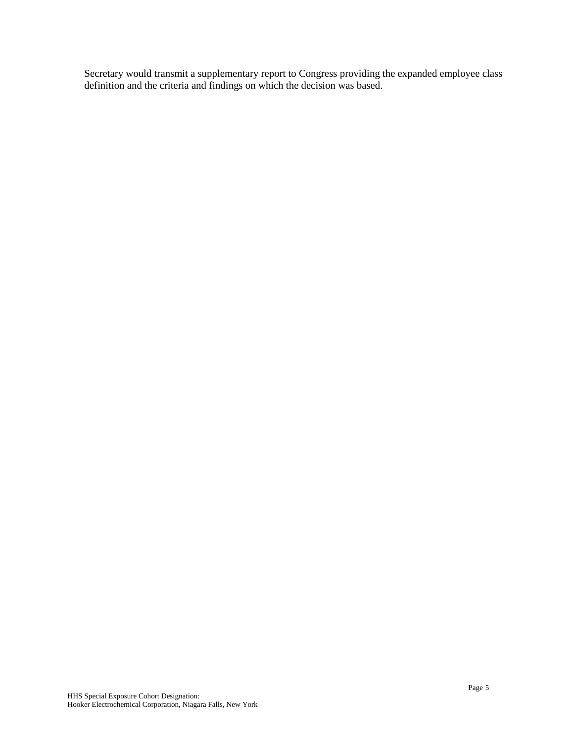Secretary would transmit a supplementary report to Congress providing the expanded employee class definition and the criteria and findings on which the decision was based.